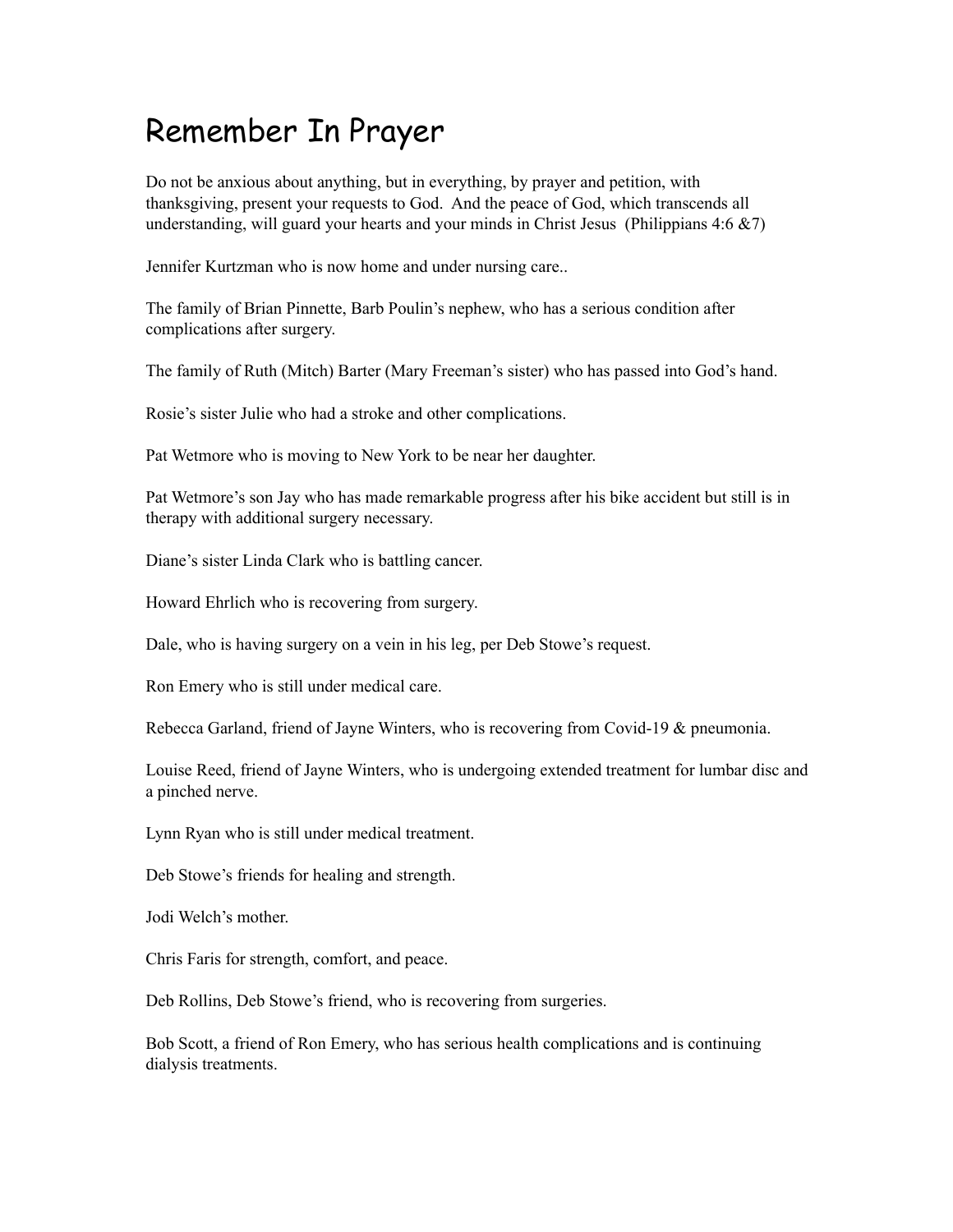# Remember In Prayer

Do not be anxious about anything, but in everything, by prayer and petition, with thanksgiving, present your requests to God. And the peace of God, which transcends all understanding, will guard your hearts and your minds in Christ Jesus (Philippians 4:6 &7)

Jennifer Kurtzman who is now home and under nursing care..

The family of Brian Pinnette, Barb Poulin's nephew, who has a serious condition after complications after surgery.

The family of Ruth (Mitch) Barter (Mary Freeman's sister) who has passed into God's hand.

Rosie's sister Julie who had a stroke and other complications.

Pat Wetmore who is moving to New York to be near her daughter.

Pat Wetmore's son Jay who has made remarkable progress after his bike accident but still is in therapy with additional surgery necessary.

Diane's sister Linda Clark who is battling cancer.

Howard Ehrlich who is recovering from surgery.

Dale, who is having surgery on a vein in his leg, per Deb Stowe's request.

Ron Emery who is still under medical care.

Rebecca Garland, friend of Jayne Winters, who is recovering from Covid-19 & pneumonia.

Louise Reed, friend of Jayne Winters, who is undergoing extended treatment for lumbar disc and a pinched nerve.

Lynn Ryan who is still under medical treatment.

Deb Stowe's friends for healing and strength.

Jodi Welch's mother.

Chris Faris for strength, comfort, and peace.

Deb Rollins, Deb Stowe's friend, who is recovering from surgeries.

Bob Scott, a friend of Ron Emery, who has serious health complications and is continuing dialysis treatments.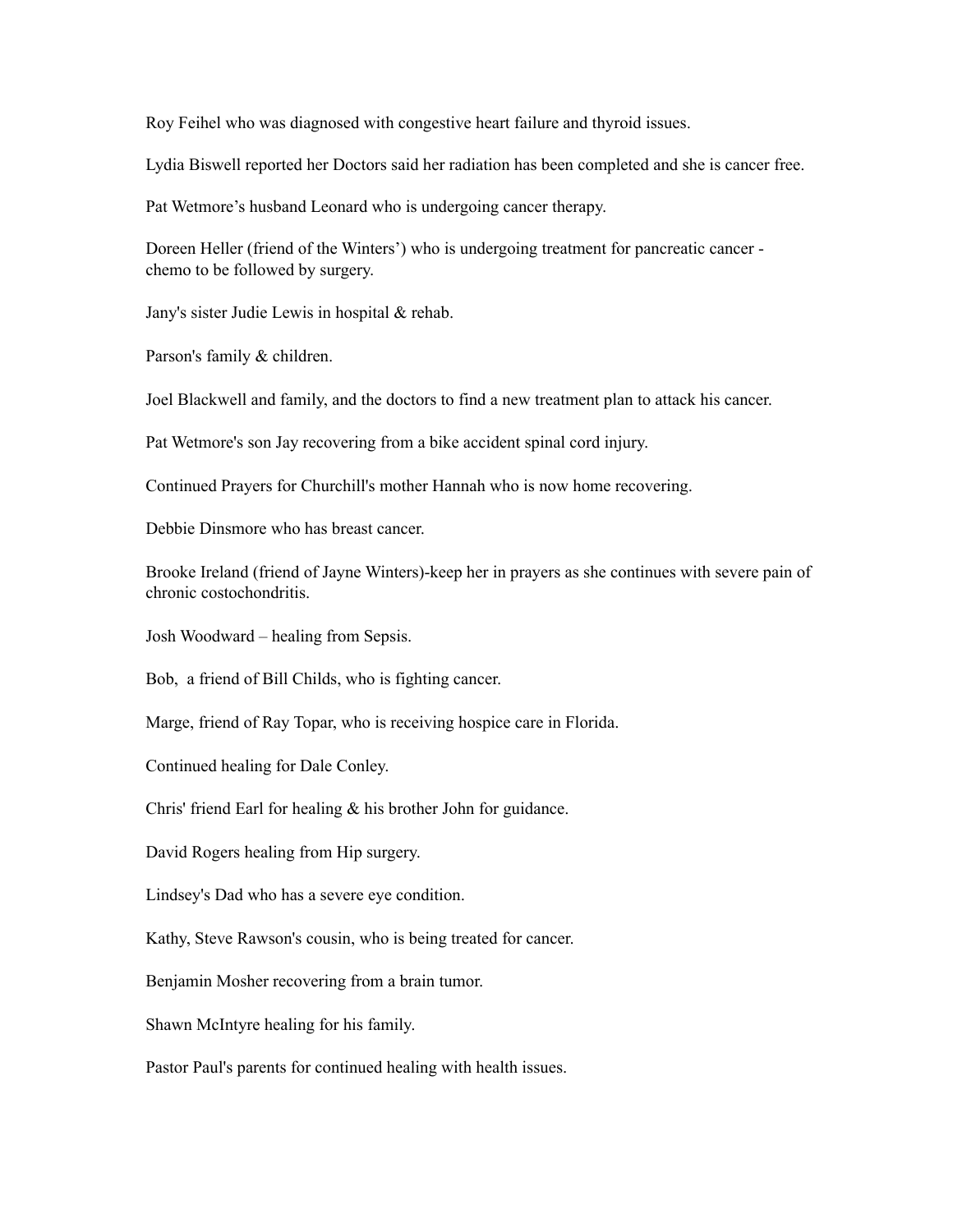Roy Feihel who was diagnosed with congestive heart failure and thyroid issues.

Lydia Biswell reported her Doctors said her radiation has been completed and she is cancer free.

Pat Wetmore’s husband Leonard who is undergoing cancer therapy.

Doreen Heller (friend of the Winters’) who is undergoing treatment for pancreatic cancer - chemo to be followed by surgery.

Jany's sister Judie Lewis in hospital & rehab.

Parson's family & children.

Joel Blackwell and family, and the doctors to find a new treatment plan to attack his cancer.

Pat Wetmore's son Jay recovering from a bike accident spinal cord injury.

Continued Prayers for Churchill's mother Hannah who is now home recovering.

Debbie Dinsmore who has breast cancer.

Brooke Ireland (friend of Jayne Winters)-keep her in prayers as she continues with severe pain of chronic costochondritis.

Josh Woodward – healing from Sepsis.

Bob,  a friend of Bill Childs, who is fighting cancer.

Marge, friend of Ray Topar, who is receiving hospice care in Florida.

Continued healing for Dale Conley.

Chris' friend Earl for healing & his brother John for guidance.

David Rogers healing from Hip surgery.

Lindsey's Dad who has a severe eye condition.

Kathy, Steve Rawson's cousin, who is being treated for cancer.

Benjamin Mosher recovering from a brain tumor.

Shawn McIntyre healing for his family.

Pastor Paul's parents for continued healing with health issues.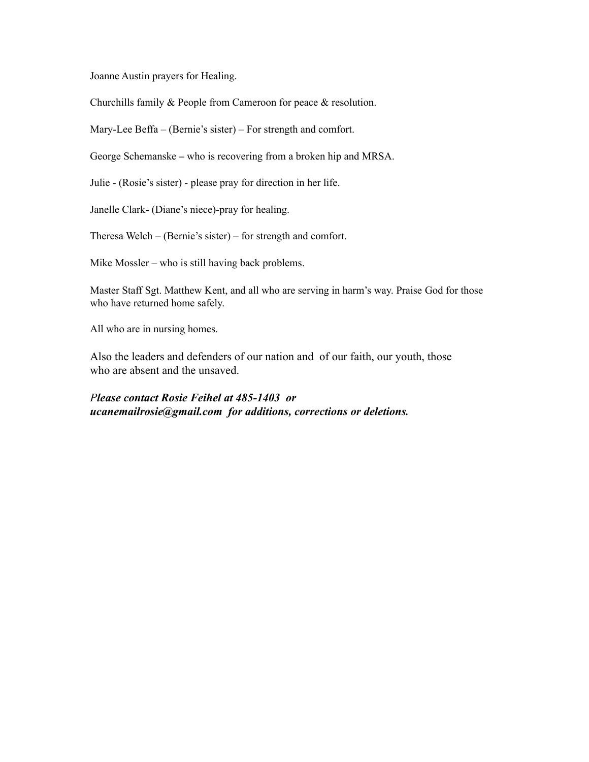Joanne Austin prayers for Healing.

Churchills family & People from Cameroon for peace & resolution.

Mary-Lee Beffa – (Bernie's sister) – For strength and comfort.

George Schemanske – who is recovering from a broken hip and MRSA.

Julie - (Rosie's sister) - please pray for direction in her life.

Janelle Clark- (Diane's niece)-pray for healing.

Theresa Welch – (Bernie's sister) – for strength and comfort.

Mike Mossler – who is still having back problems.

Master Staff Sgt. Matthew Kent, and all who are serving in harm's way. Praise God for those who have returned home safely.

All who are in nursing homes.

Also the leaders and defenders of our nation and of our faith, our youth, those who are absent and the unsaved.

***Please contact Rosie Feihel at 485-1403 or ucanemailrosie@gmail.com for additions, corrections or deletions.***